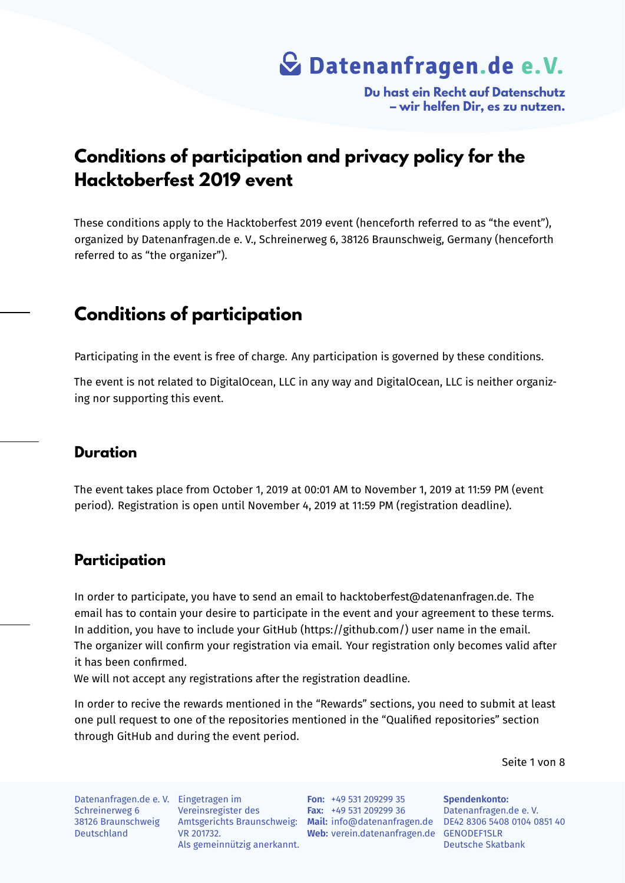# Datenanfragen.de e.V.

**Du hast ein Recht auf Datenschutz – wir helfen Dir, es zu nutzen.**

# Conditions of participation and privacy policy for the Hacktoberfest 2019 event

These conditions apply to the Hacktoberfest 2019 event (henceforth referred to as "the event"), organized by Datenanfragen.de e. V., Schreinerweg 6, 38126 Braunschweig, Germany (henceforth referred to as "the organizer").

## Conditions of participation

Participating in the event is free of charge. Any participation is governed by these conditions.

The event is not related to DigitalOcean, LLC in any way and DigitalOcean, LLC is neither organizing nor supporting this event.

### Duration

The event takes place from October 1, 2019 at 00:01 AM to November 1, 2019 at 11:59 PM (event period). Registration is open until November 4, 2019 at 11:59 PM (registration deadline).

### Participation

In order to participate, you have to send an email to hacktoberfest@datenanfragen.de. The email has to contain your desire to participate in the event and your agreement to these terms. In addition, you have to include your GitHub (https://github.com/) user name in the email.
The organizer will confirm your registration via email. Your registration only becomes valid after it has been confirmed.
We will not accept any registrations after the registration deadline.

In order to recive the rewards mentioned in the "Rewards" sections, you need to submit at least one pull request to one of the repositories mentioned in the "Qualified repositories" section through GitHub and during the event period.

Datenanfragen.de e. V.
Schreinerweg 6
38126 Braunschweig
Deutschland

Eingetragen im Vereinsregister des Amtsgerichts Braunschweig: VR 201732.
Als gemeinnützig anerkannt.

**Fon:** +49 531 209299 35
**Fax:** +49 531 209299 36
**Mail:** info@datenanfragen.de
**Web:** verein.datenanfragen.de

**Spendenkonto:**
Datenanfragen.de e. V.
DE42 8306 5408 0104 0851 40
GENODEF1SLR
Deutsche Skatbank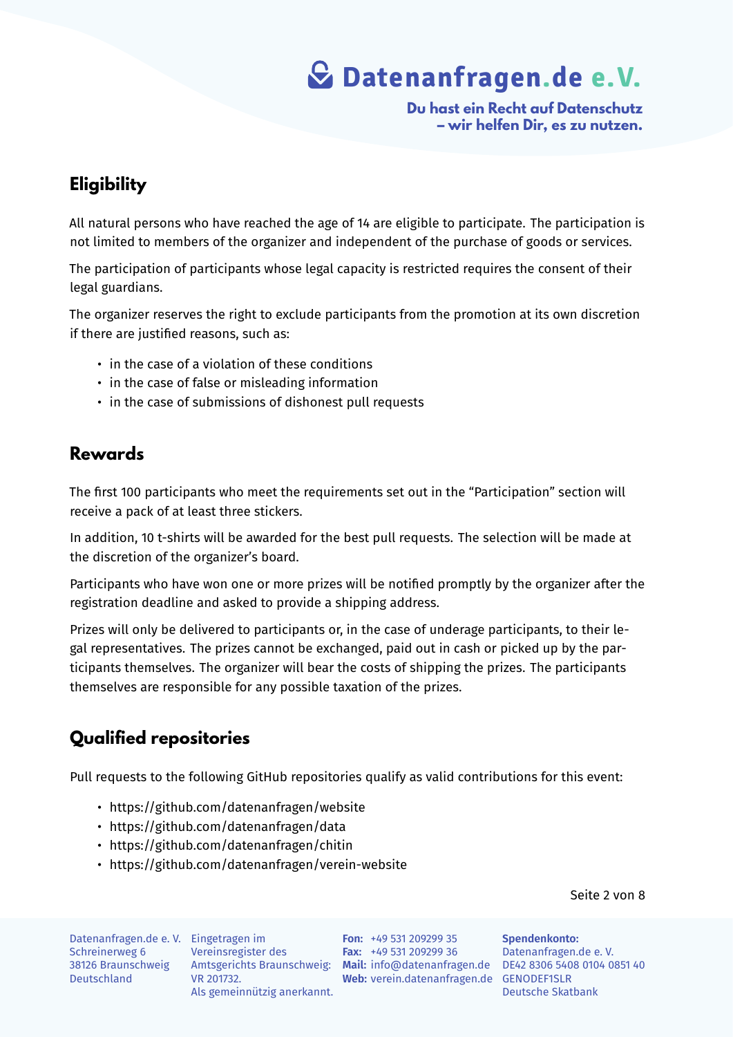## Eligibility

All natural persons who have reached the age of 14 are eligible to participate. The participation is not limited to members of the organizer and independent of the purchase of goods or services.

The participation of participants whose legal capacity is restricted requires the consent of their legal guardians.

The organizer reserves the right to exclude participants from the promotion at its own discretion if there are justified reasons, such as:

- in the case of a violation of these conditions
- in the case of false or misleading information
- in the case of submissions of dishonest pull requests

## Rewards

The first 100 participants who meet the requirements set out in the "Participation" section will receive a pack of at least three stickers.

In addition, 10 t-shirts will be awarded for the best pull requests. The selection will be made at the discretion of the organizer's board.

Participants who have won one or more prizes will be notified promptly by the organizer after the registration deadline and asked to provide a shipping address.

Prizes will only be delivered to participants or, in the case of underage participants, to their legal representatives. The prizes cannot be exchanged, paid out in cash or picked up by the participants themselves. The organizer will bear the costs of shipping the prizes. The participants themselves are responsible for any possible taxation of the prizes.

## Qualified repositories

Pull requests to the following GitHub repositories qualify as valid contributions for this event:

- https://github.com/datenanfragen/website
- https://github.com/datenanfragen/data
- https://github.com/datenanfragen/chitin
- https://github.com/datenanfragen/verein-website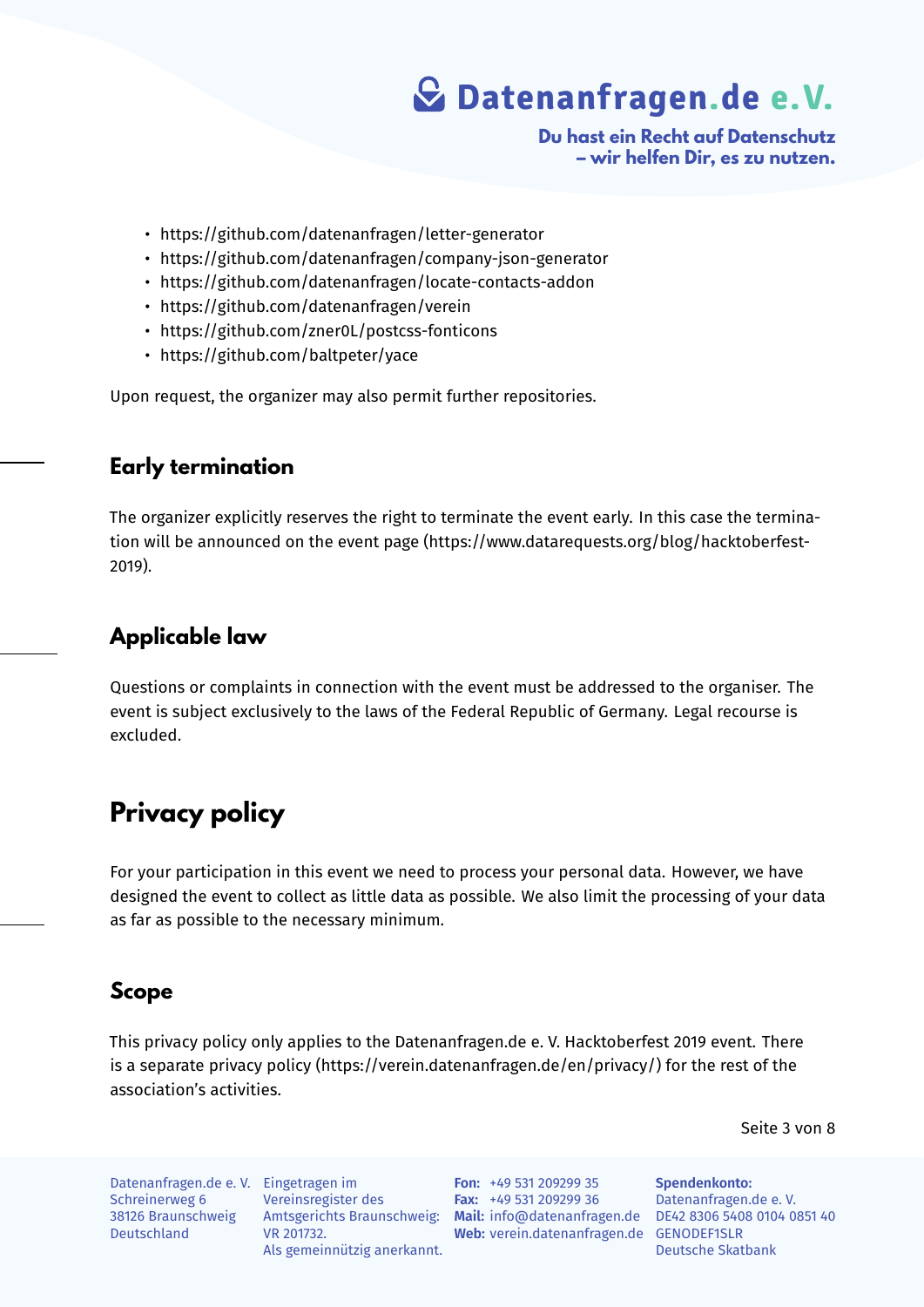- https://github.com/datenanfragen/letter-generator
- https://github.com/datenanfragen/company-json-generator
- https://github.com/datenanfragen/locate-contacts-addon
- https://github.com/datenanfragen/verein
- https://github.com/zner0L/postcss-fonticons
- https://github.com/baltpeter/yace

Upon request, the organizer may also permit further repositories.

## Early termination

The organizer explicitly reserves the right to terminate the event early. In this case the termination will be announced on the event page (https://www.datarequests.org/blog/hacktoberfest-2019).

## Applicable law

Questions or complaints in connection with the event must be addressed to the organiser. The event is subject exclusively to the laws of the Federal Republic of Germany. Legal recourse is excluded.

# Privacy policy

For your participation in this event we need to process your personal data. However, we have designed the event to collect as little data as possible. We also limit the processing of your data as far as possible to the necessary minimum.

## Scope

This privacy policy only applies to the Datenanfragen.de e. V. Hacktoberfest 2019 event. There is a separate privacy policy (https://verein.datenanfragen.de/en/privacy/) for the rest of the association's activities.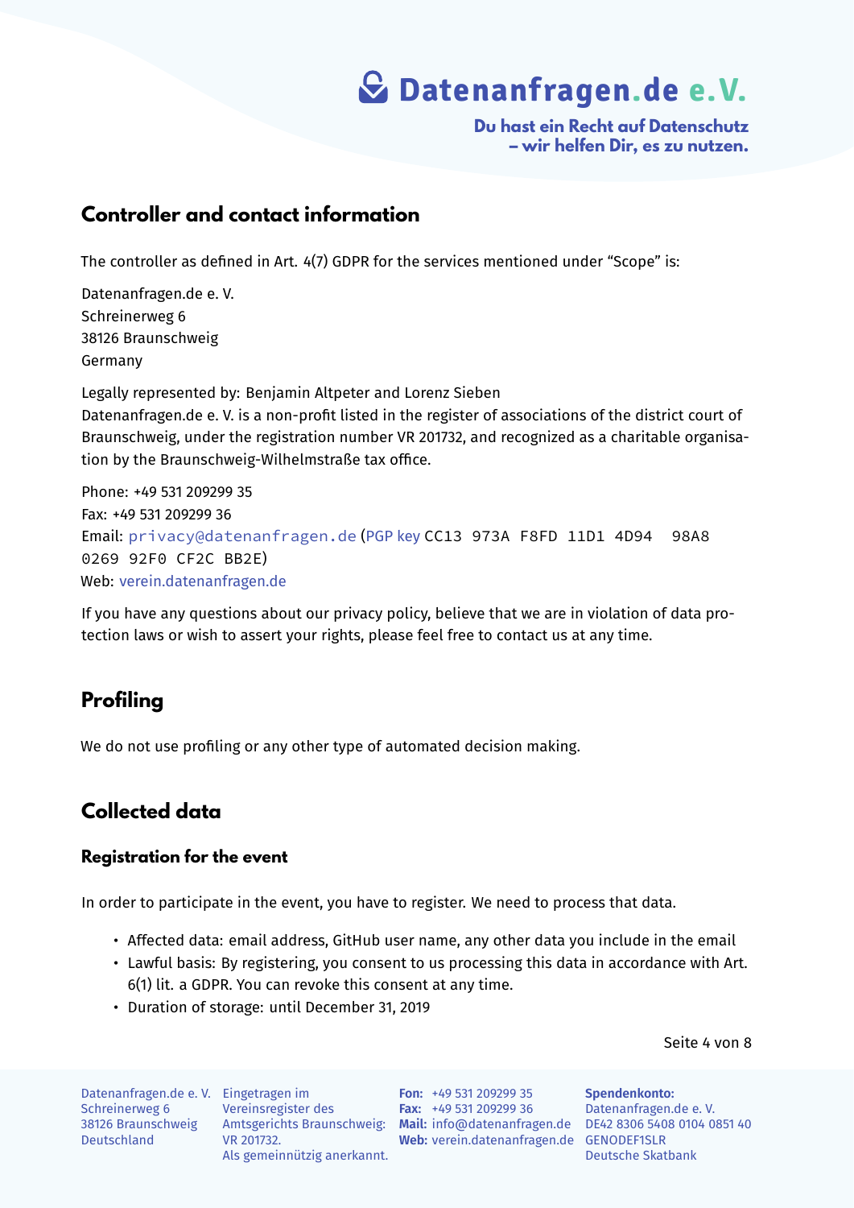## Controller and contact information

The controller as defined in Art. 4(7) GDPR for the services mentioned under “Scope” is:

Datenanfragen.de e. V.
Schreinerweg 6
38126 Braunschweig
Germany

Legally represented by: Benjamin Altpeter and Lorenz Sieben
Datenanfragen.de e. V. is a non-profit listed in the register of associations of the district court of Braunschweig, under the registration number VR 201732, and recognized as a charitable organisation by the Braunschweig-Wilhelmstraße tax office.

Phone: +49 531 209299 35
Fax: +49 531 209299 36
Email: `privacy@datenanfragen.de` (PGP key `CC13 973A F8FD 11D1 4D94 98A8 0269 92F0 CF2C BB2E`)
Web: verein.datenanfragen.de

If you have any questions about our privacy policy, believe that we are in violation of data protection laws or wish to assert your rights, please feel free to contact us at any time.

## Profiling

We do not use profiling or any other type of automated decision making.

## Collected data

### Registration for the event

In order to participate in the event, you have to register. We need to process that data.

- Affected data: email address, GitHub user name, any other data you include in the email
- Lawful basis: By registering, you consent to us processing this data in accordance with Art. 6(1) lit. a GDPR. You can revoke this consent at any time.
- Duration of storage: until December 31, 2019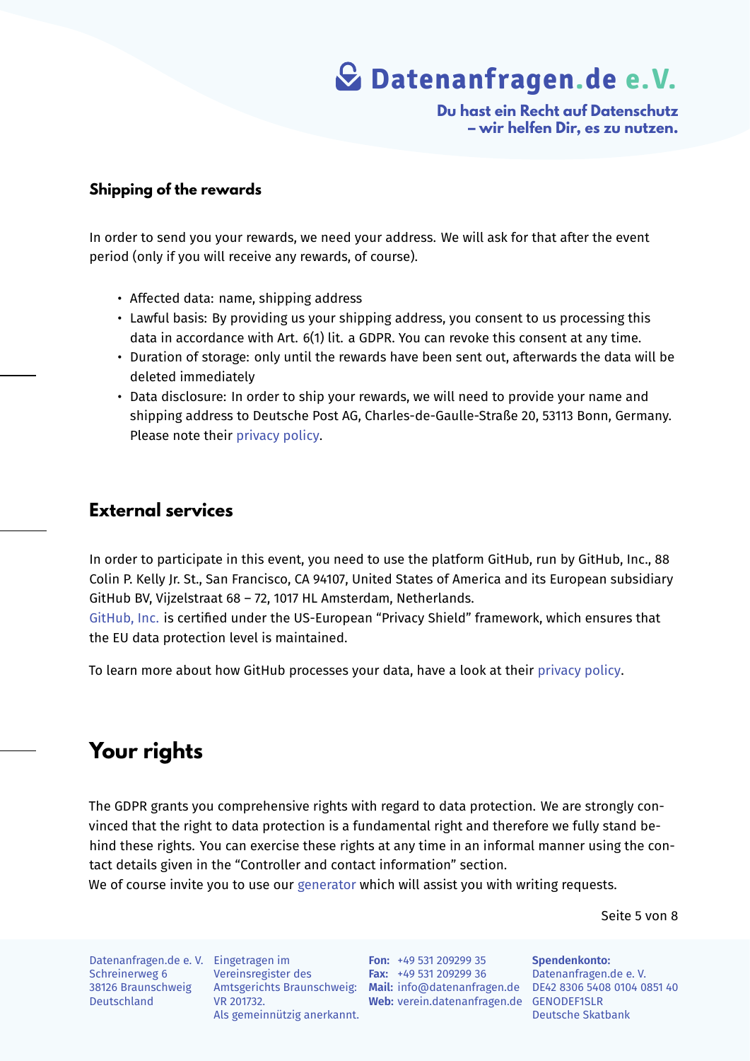### Shipping of the rewards

In order to send you your rewards, we need your address. We will ask for that after the event period (only if you will receive any rewards, of course).

- Affected data: name, shipping address
- Lawful basis: By providing us your shipping address, you consent to us processing this data in accordance with Art. 6(1) lit. a GDPR. You can revoke this consent at any time.
- Duration of storage: only until the rewards have been sent out, afterwards the data will be deleted immediately
- Data disclosure: In order to ship your rewards, we will need to provide your name and shipping address to Deutsche Post AG, Charles-de-Gaulle-Straße 20, 53113 Bonn, Germany. Please note their privacy policy.

## External services

In order to participate in this event, you need to use the platform GitHub, run by GitHub, Inc., 88 Colin P. Kelly Jr. St., San Francisco, CA 94107, United States of America and its European subsidiary GitHub BV, Vijzelstraat 68 – 72, 1017 HL Amsterdam, Netherlands.
GitHub, Inc. is certified under the US-European “Privacy Shield” framework, which ensures that the EU data protection level is maintained.

To learn more about how GitHub processes your data, have a look at their privacy policy.

# Your rights

The GDPR grants you comprehensive rights with regard to data protection. We are strongly convinced that the right to data protection is a fundamental right and therefore we fully stand behind these rights. You can exercise these rights at any time in an informal manner using the contact details given in the “Controller and contact information” section.
We of course invite you to use our generator which will assist you with writing requests.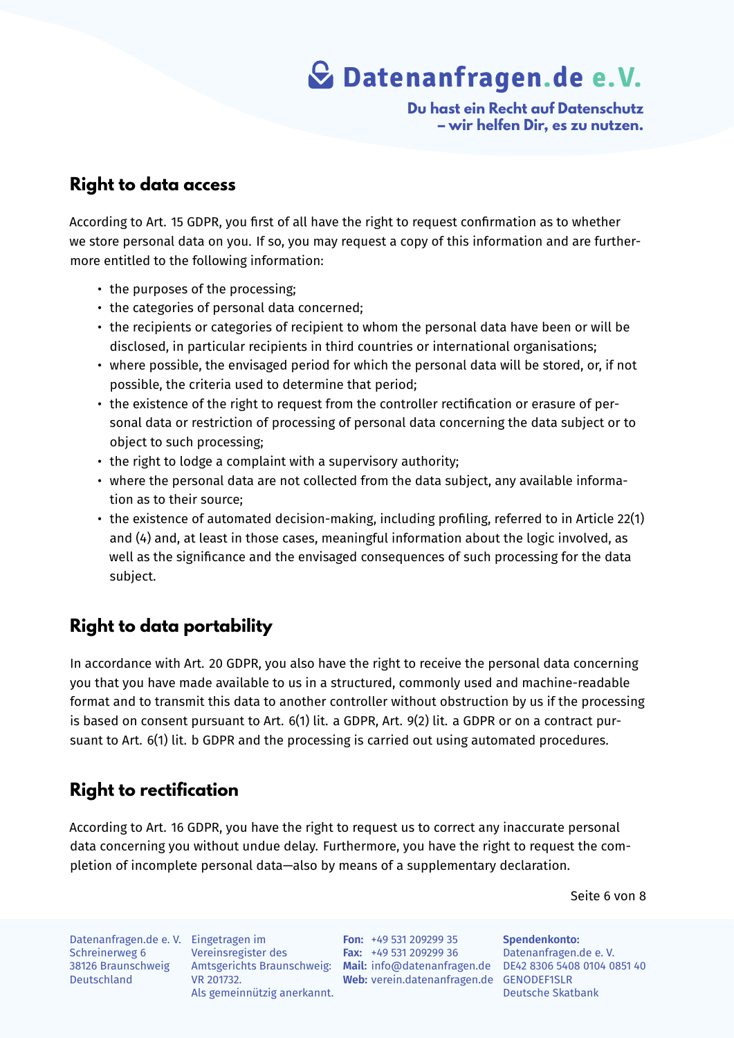## Right to data access

According to Art. 15 GDPR, you first of all have the right to request confirmation as to whether we store personal data on you. If so, you may request a copy of this information and are furthermore entitled to the following information:

- the purposes of the processing;
- the categories of personal data concerned;
- the recipients or categories of recipient to whom the personal data have been or will be disclosed, in particular recipients in third countries or international organisations;
- where possible, the envisaged period for which the personal data will be stored, or, if not possible, the criteria used to determine that period;
- the existence of the right to request from the controller rectification or erasure of personal data or restriction of processing of personal data concerning the data subject or to object to such processing;
- the right to lodge a complaint with a supervisory authority;
- where the personal data are not collected from the data subject, any available information as to their source;
- the existence of automated decision-making, including profiling, referred to in Article 22(1) and (4) and, at least in those cases, meaningful information about the logic involved, as well as the significance and the envisaged consequences of such processing for the data subject.

## Right to data portability

In accordance with Art. 20 GDPR, you also have the right to receive the personal data concerning you that you have made available to us in a structured, commonly used and machine-readable format and to transmit this data to another controller without obstruction by us if the processing is based on consent pursuant to Art. 6(1) lit. a GDPR, Art. 9(2) lit. a GDPR or on a contract pursuant to Art. 6(1) lit. b GDPR and the processing is carried out using automated procedures.

## Right to rectification

According to Art. 16 GDPR, you have the right to request us to correct any inaccurate personal data concerning you without undue delay. Furthermore, you have the right to request the completion of incomplete personal data—also by means of a supplementary declaration.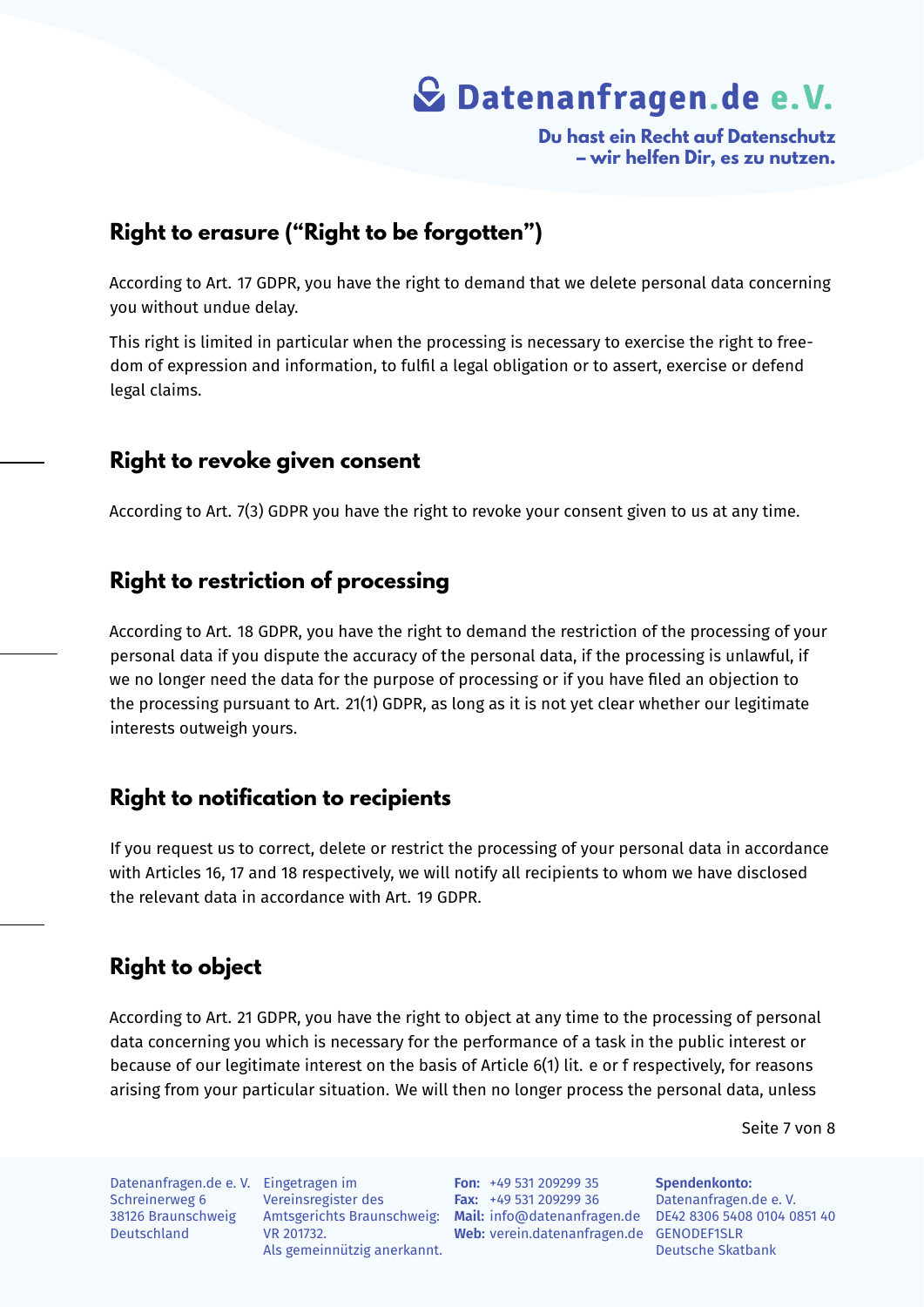## Right to erasure (“Right to be forgotten”)

According to Art. 17 GDPR, you have the right to demand that we delete personal data concerning you without undue delay.

This right is limited in particular when the processing is necessary to exercise the right to freedom of expression and information, to fulfil a legal obligation or to assert, exercise or defend legal claims.

## Right to revoke given consent

According to Art. 7(3) GDPR you have the right to revoke your consent given to us at any time.

## Right to restriction of processing

According to Art. 18 GDPR, you have the right to demand the restriction of the processing of your personal data if you dispute the accuracy of the personal data, if the processing is unlawful, if we no longer need the data for the purpose of processing or if you have filed an objection to the processing pursuant to Art. 21(1) GDPR, as long as it is not yet clear whether our legitimate interests outweigh yours.

## Right to notification to recipients

If you request us to correct, delete or restrict the processing of your personal data in accordance with Articles 16, 17 and 18 respectively, we will notify all recipients to whom we have disclosed the relevant data in accordance with Art. 19 GDPR.

## Right to object

According to Art. 21 GDPR, you have the right to object at any time to the processing of personal data concerning you which is necessary for the performance of a task in the public interest or because of our legitimate interest on the basis of Article 6(1) lit. e or f respectively, for reasons arising from your particular situation. We will then no longer process the personal data, unless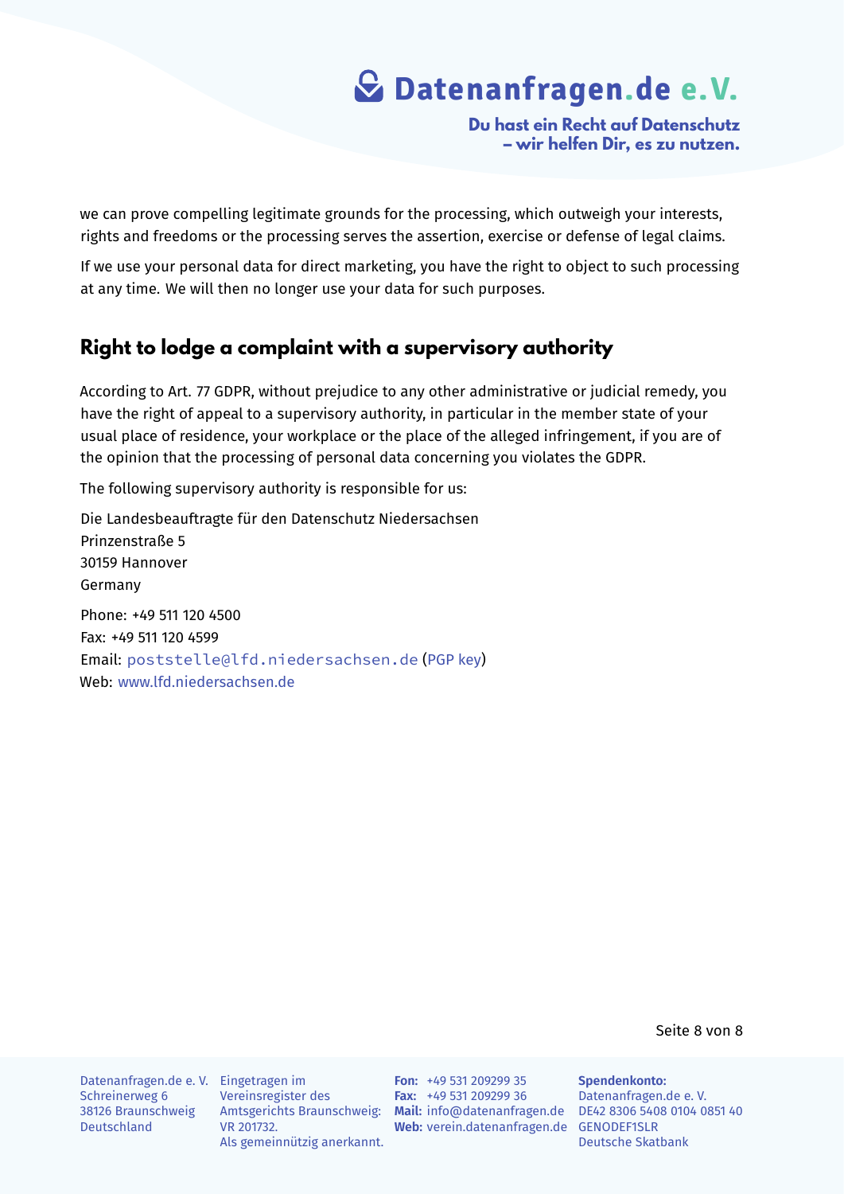we can prove compelling legitimate grounds for the processing, which outweigh your interests, rights and freedoms or the processing serves the assertion, exercise or defense of legal claims.

If we use your personal data for direct marketing, you have the right to object to such processing at any time. We will then no longer use your data for such purposes.

## Right to lodge a complaint with a supervisory authority

According to Art. 77 GDPR, without prejudice to any other administrative or judicial remedy, you have the right of appeal to a supervisory authority, in particular in the member state of your usual place of residence, your workplace or the place of the alleged infringement, if you are of the opinion that the processing of personal data concerning you violates the GDPR.

The following supervisory authority is responsible for us:

Die Landesbeauftragte für den Datenschutz Niedersachsen
Prinzenstraße 5
30159 Hannover
Germany

Phone: +49 511 120 4500
Fax: +49 511 120 4599
Email: poststelle@lfd.niedersachsen.de (PGP key)
Web: www.lfd.niedersachsen.de